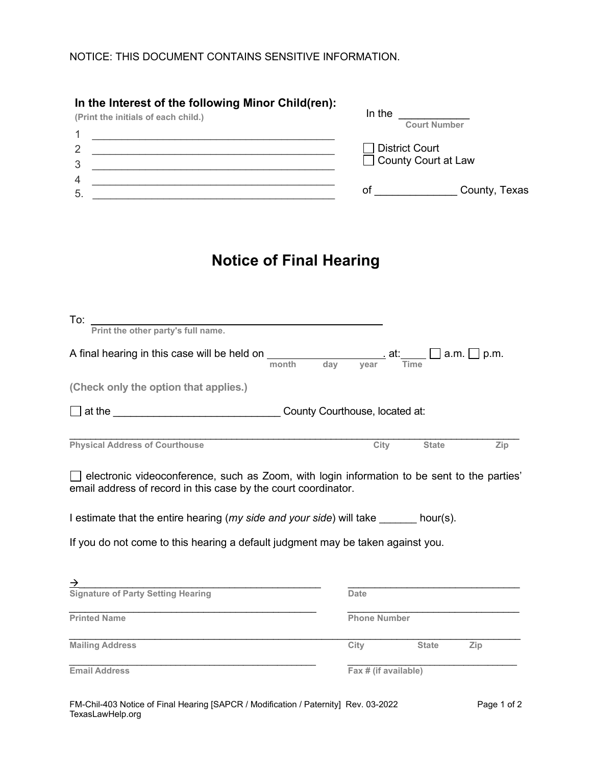NOTICE: THIS DOCUMENT CONTAINS SENSITIVE INFORMATION.

**In the Interest of the following Minor Child(ren):**
**(Print the initials of each child.)**

1 ___________________________________________
2 ___________________________________________
3 ___________________________________________
4 ___________________________________________
5. ___________________________________________

In the ____________
Court Number

☐ District Court
☐ County Court at Law

of ______________ County, Texas

# Notice of Final Hearing

To: ______________________________________________
**Print the other party's full name.**

A final hearing in this case will be held on ___________________. at:____ ☐ a.m. ☐ p.m.
month day year Time

**(Check only the option that applies.)**

☐ at the ____________________________ County Courthouse, located at:

___________________________________________________________________________
**Physical Address of Courthouse** **City** **State** **Zip**

☐ electronic videoconference, such as Zoom, with login information to be sent to the parties' email address of record in this case by the court coordinator.

I estimate that the entire hearing (*my side and your side*) will take ______ hour(s).

If you do not come to this hearing a default judgment may be taken against you.

→_____________________________________________ ________________________________
**Signature of Party Setting Hearing** **Date**

_____________________________________________ ________________________________
**Printed Name** **Phone Number**

___________________________________________________________________________
**Mailing Address** **City** **State** **Zip**

_____________________________________________ ________________________________
**Email Address** **Fax # (if available)**

FM-Chil-403 Notice of Final Hearing [SAPCR / Modification / Paternity] Rev. 03-2022
TexasLawHelp.org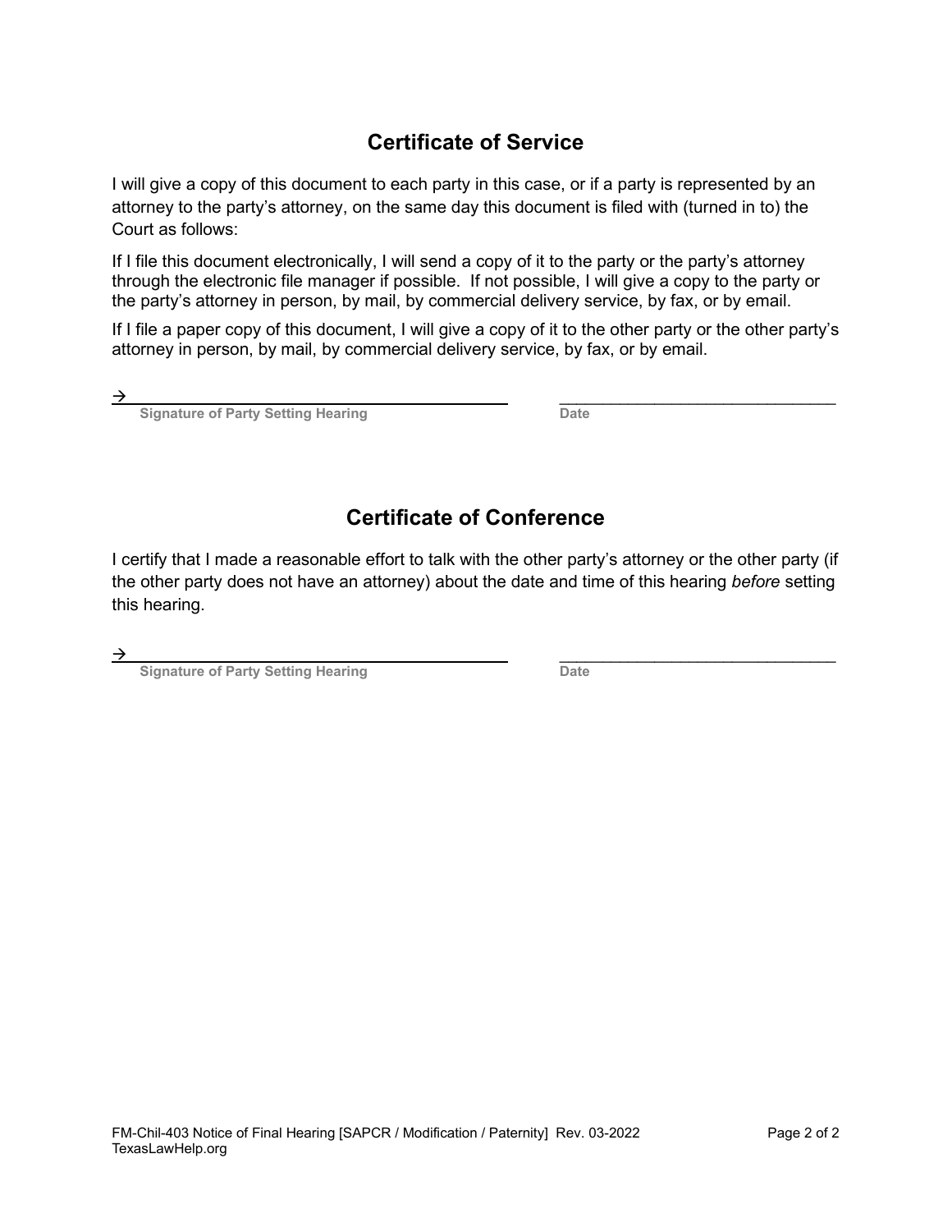## Certificate of Service

I will give a copy of this document to each party in this case, or if a party is represented by an attorney to the party's attorney, on the same day this document is filed with (turned in to) the Court as follows:

If I file this document electronically, I will send a copy of it to the party or the party's attorney through the electronic file manager if possible. If not possible, I will give a copy to the party or the party's attorney in person, by mail, by commercial delivery service, by fax, or by email.

If I file a paper copy of this document, I will give a copy of it to the other party or the other party's attorney in person, by mail, by commercial delivery service, by fax, or by email.

→ ______________________________________ ______________________________
**Signature of Party Setting Hearing** **Date**

## Certificate of Conference

I certify that I made a reasonable effort to talk with the other party's attorney or the other party (if the other party does not have an attorney) about the date and time of this hearing *before* setting this hearing.

→ ______________________________________ ______________________________
**Signature of Party Setting Hearing** **Date**

FM-Chil-403 Notice of Final Hearing [SAPCR / Modification / Paternity] Rev. 03-2022
TexasLawHelp.org